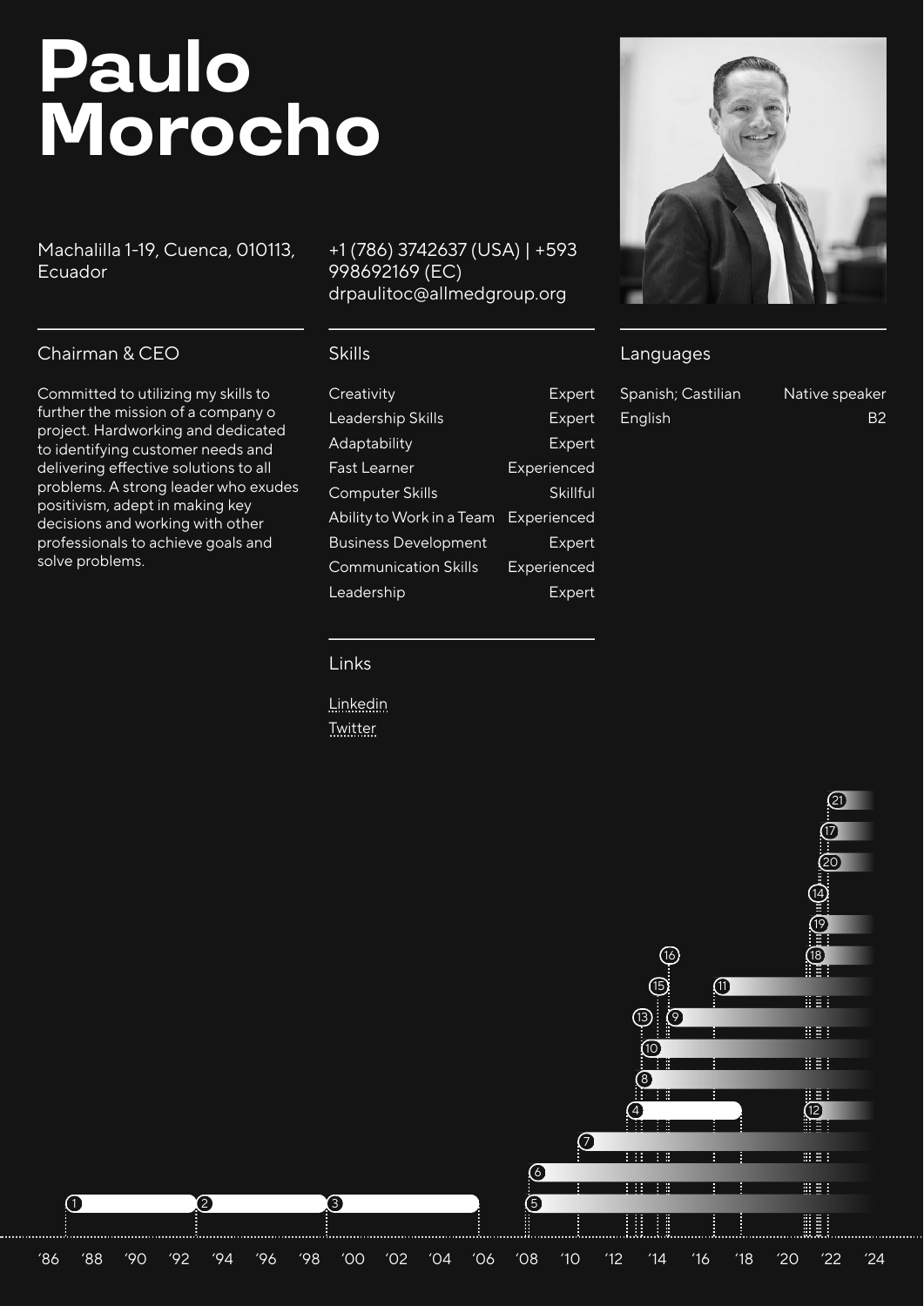# Paulo Morocho

Machalilla 1-19, Cuenca, 010113, Ecuador

+1 (786) 3742637 (USA) | +593 998692169 (EC)
drpaulitoc@allmedgroup.org

## Chairman & CEO

Committed to utilizing my skills to further the mission of a company o project. Hardworking and dedicated to identifying customer needs and delivering effective solutions to all problems. A strong leader who exudes positivism, adept in making key decisions and working with other professionals to achieve goals and solve problems.

## Skills

| Skill | Level |
| --- | --- |
| Creativity | Expert |
| Leadership Skills | Expert |
| Adaptability | Expert |
| Fast Learner | Experienced |
| Computer Skills | Skillful |
| Ability to Work in a Team | Experienced |
| Business Development | Expert |
| Communication Skills | Experienced |
| Leadership | Expert |

## Languages

| Language | Level |
| --- | --- |
| Spanish; Castilian | Native speaker |
| English | B2 |

## Links

Linkedin
Twitter

'86 '88 '90 '92 '94 '96 '98 '00 '02 '04 '06 '08 '10 '12 '14 '16 '18 '20 '22 '24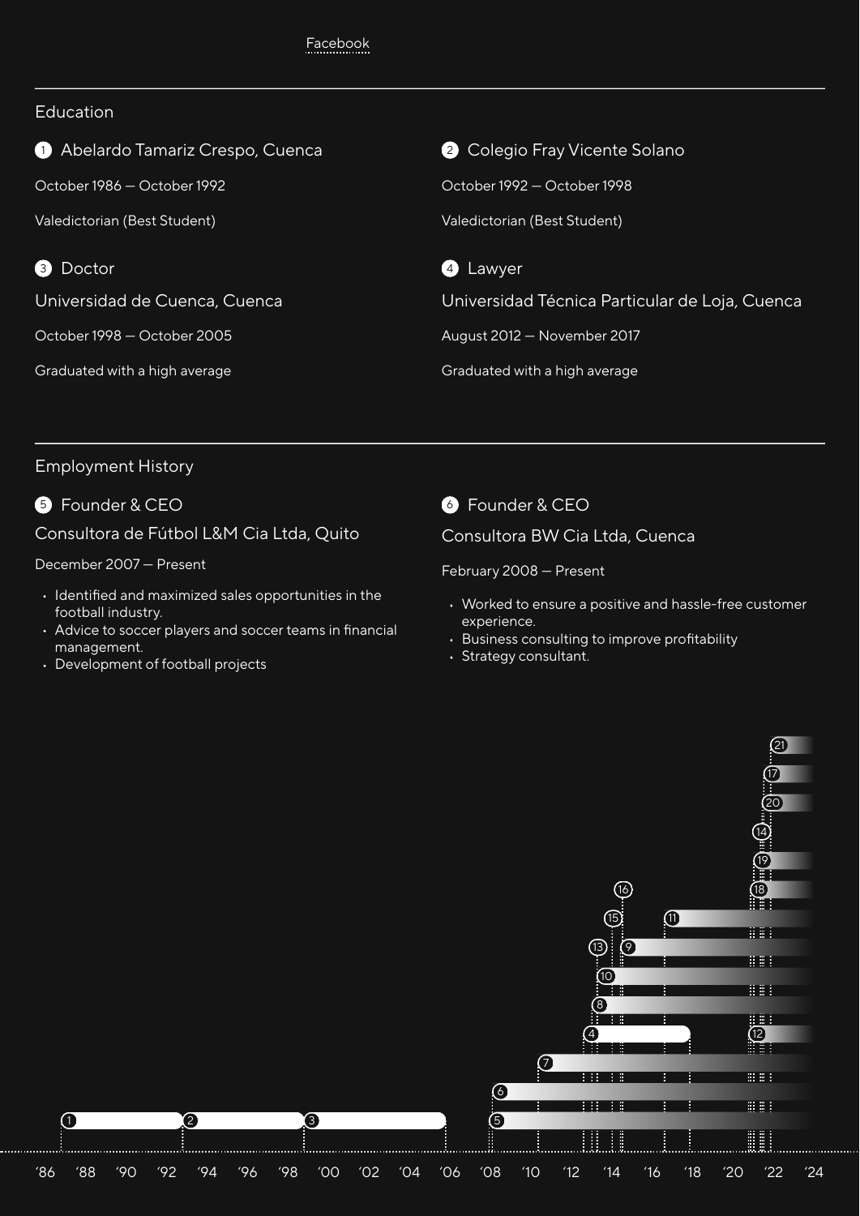Facebook

## Education

### 1 Abelardo Tamariz Crespo, Cuenca

October 1986 — October 1992

Valedictorian (Best Student)

### 2 Colegio Fray Vicente Solano

October 1992 — October 1998

Valedictorian (Best Student)

### 3 Doctor

Universidad de Cuenca, Cuenca

October 1998 — October 2005

Graduated with a high average

### 4 Lawyer

Universidad Técnica Particular de Loja, Cuenca

August 2012 — November 2017

Graduated with a high average

## Employment History

### 5 Founder & CEO

Consultora de Fútbol L&M Cia Ltda, Quito

December 2007 — Present

- Identified and maximized sales opportunities in the football industry.
- Advice to soccer players and soccer teams in financial management.
- Development of football projects

### 6 Founder & CEO

Consultora BW Cia Ltda, Cuenca

February 2008 — Present

- Worked to ensure a positive and hassle-free customer experience.
- Business consulting to improve profitability
- Strategy consultant.

21 17 20 14 19 18 16 15 11 13 9 10 8 4 12 7 6 1 2 3 5

'86 '88 '90 '92 '94 '96 '98 '00 '02 '04 '06 '08 '10 '12 '14 '16 '18 '20 '22 '24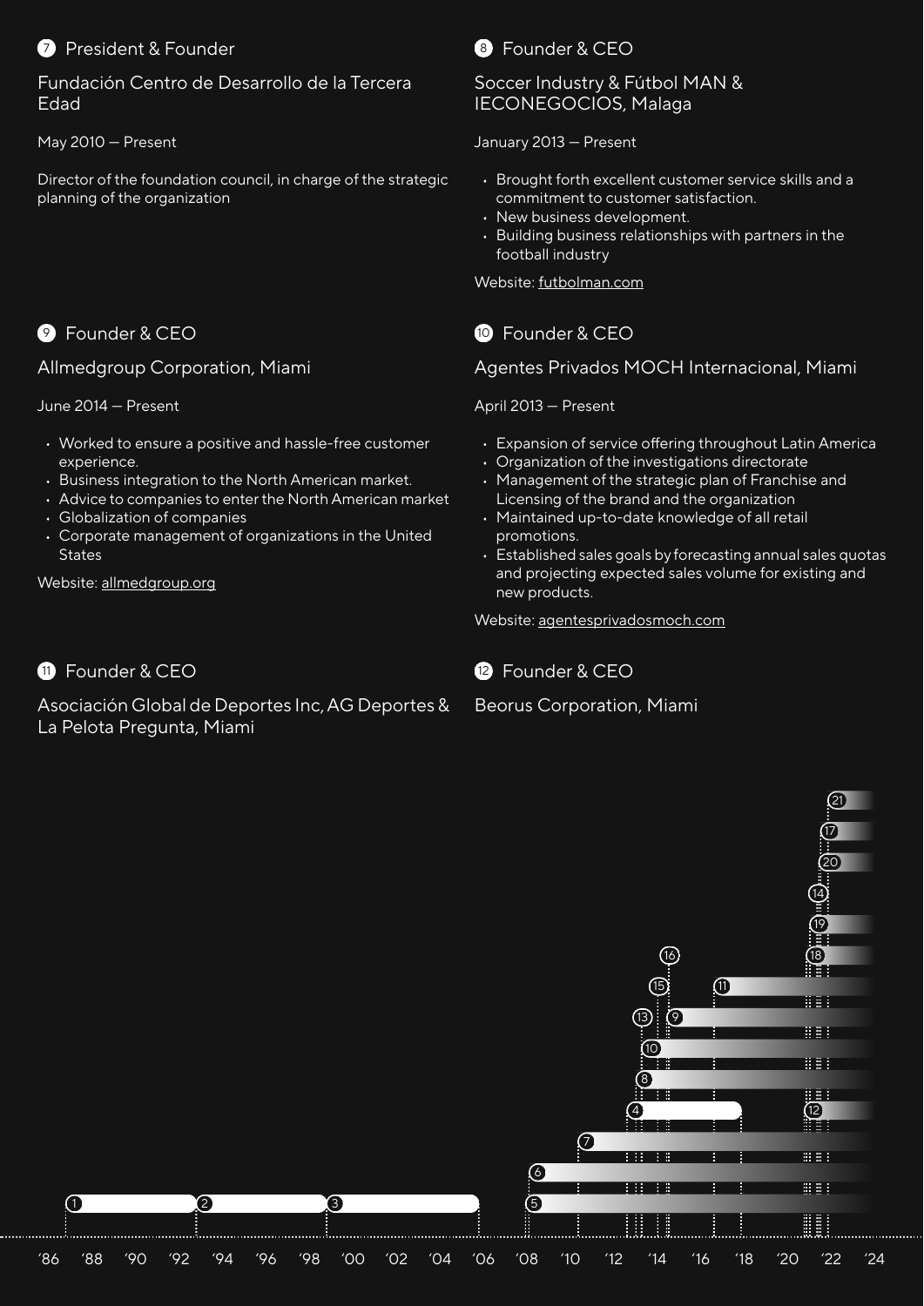### 7 President & Founder

## Fundación Centro de Desarrollo de la Tercera Edad

May 2010 — Present

Director of the foundation council, in charge of the strategic planning of the organization

### 8 Founder & CEO

## Soccer Industry & Fútbol MAN & IECONEGOCIOS, Malaga

January 2013 — Present

- Brought forth excellent customer service skills and a commitment to customer satisfaction.
- New business development.
- Building business relationships with partners in the football industry

Website: futbolman.com

### 9 Founder & CEO

## Allmedgroup Corporation, Miami

June 2014 — Present

- Worked to ensure a positive and hassle-free customer experience.
- Business integration to the North American market.
- Advice to companies to enter the North American market
- Globalization of companies
- Corporate management of organizations in the United States

Website: allmedgroup.org

### 10 Founder & CEO

## Agentes Privados MOCH Internacional, Miami

April 2013 — Present

- Expansion of service offering throughout Latin America
- Organization of the investigations directorate
- Management of the strategic plan of Franchise and Licensing of the brand and the organization
- Maintained up-to-date knowledge of all retail promotions.
- Established sales goals by forecasting annual sales quotas and projecting expected sales volume for existing and new products.

Website: agentesprivadosmoch.com

### 11 Founder & CEO

## Asociación Global de Deportes Inc, AG Deportes & La Pelota Pregunta, Miami

### 12 Founder & CEO

## Beorus Corporation, Miami

'86 '88 '90 '92 '94 '96 '98 '00 '02 '04 '06 '08 '10 '12 '14 '16 '18 '20 '22 '24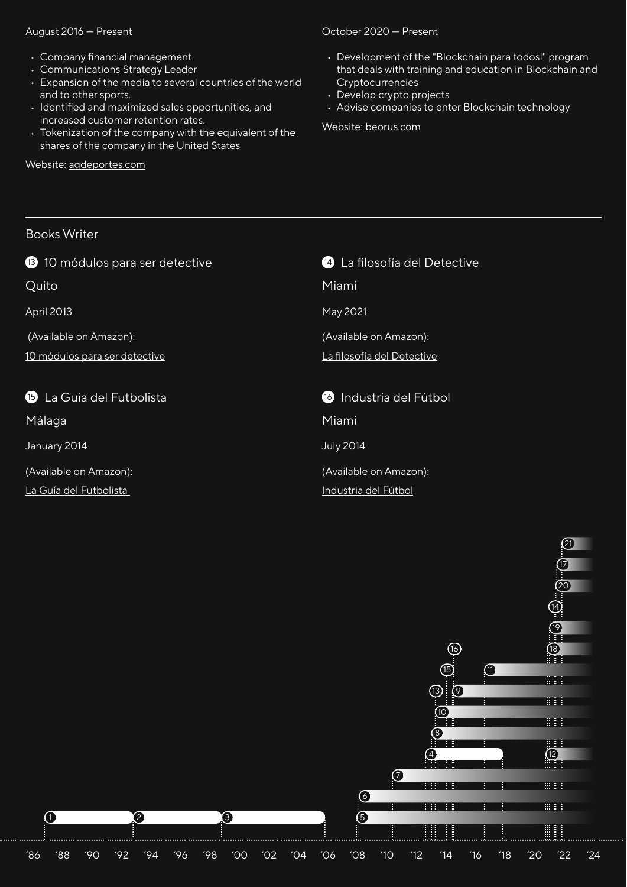August 2016 — Present

- Company financial management
- Communications Strategy Leader
- Expansion of the media to several countries of the world and to other sports.
- Identified and maximized sales opportunities, and increased customer retention rates.
- Tokenization of the company with the equivalent of the shares of the company in the United States

Website: agdeportes.com

October 2020 — Present

- Development of the "Blockchain para todos!" program that deals with training and education in Blockchain and Cryptocurrencies
- Develop crypto projects
- Advise companies to enter Blockchain technology

Website: beorus.com

---

## Books Writer

### 13 10 módulos para ser detective

Quito

April 2013

(Available on Amazon):

10 módulos para ser detective

### 14 La filosofía del Detective

Miami

May 2021

(Available on Amazon):

La filosofía del Detective

### 15 La Guía del Futbolista

Málaga

January 2014

(Available on Amazon):

La Guía del Futbolista

### 16 Industria del Fútbol

Miami

July 2014

(Available on Amazon):

Industria del Fútbol

'86 '88 '90 '92 '94 '96 '98 '00 '02 '04 '06 '08 '10 '12 '14 '16 '18 '20 '22 '24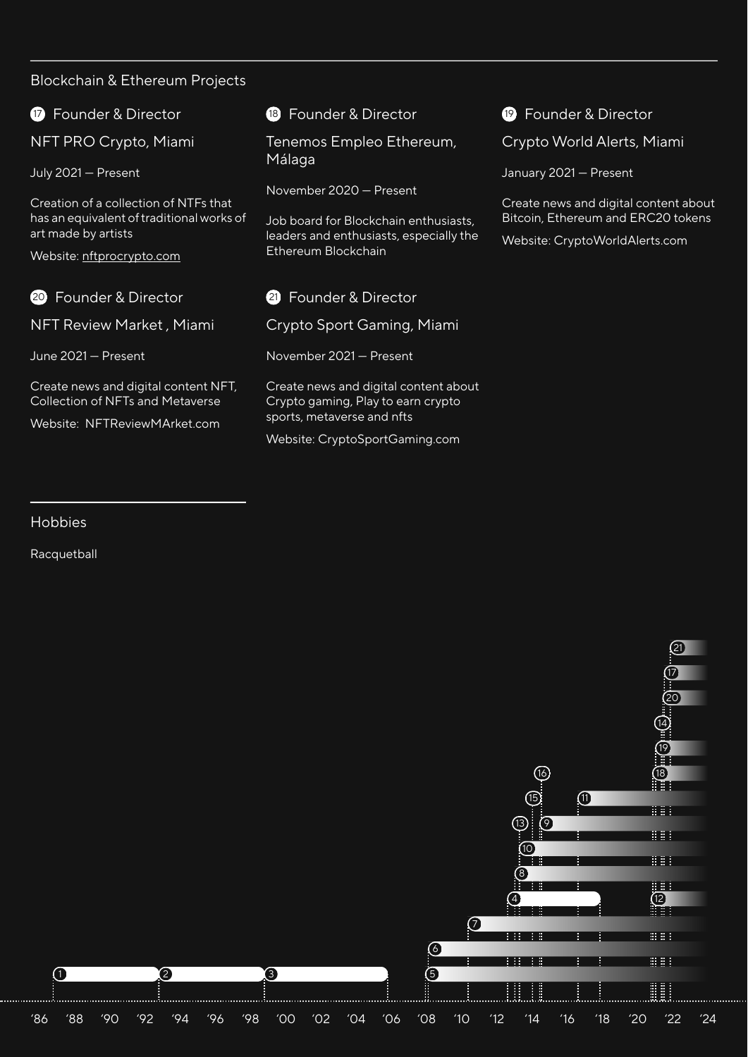## Blockchain & Ethereum Projects

### 17 Founder & Director

NFT PRO Crypto, Miami

July 2021 — Present

Creation of a collection of NTFs that has an equivalent of traditional works of art made by artists

Website: nftprocrypto.com

### 18 Founder & Director

Tenemos Empleo Ethereum, Málaga

November 2020 — Present

Job board for Blockchain enthusiasts, leaders and enthusiasts, especially the Ethereum Blockchain

### 19 Founder & Director

Crypto World Alerts, Miami

January 2021 — Present

Create news and digital content about Bitcoin, Ethereum and ERC20 tokens

Website: CryptoWorldAlerts.com

### 20 Founder & Director

NFT Review Market , Miami

June 2021 — Present

Create news and digital content NFT, Collection of NFTs and Metaverse

Website: NFTReviewMArket.com

### 21 Founder & Director

Crypto Sport Gaming, Miami

November 2021 — Present

Create news and digital content about Crypto gaming, Play to earn crypto sports, metaverse and nfts

Website: CryptoSportGaming.com

## Hobbies

Racquetball

21
17
20
14
19
18
16
15
11
13
9
10
8
4
12
7
6
1
2
3
5

'86 '88 '90 '92 '94 '96 '98 '00 '02 '04 '06 '08 '10 '12 '14 '16 '18 '20 '22 '24